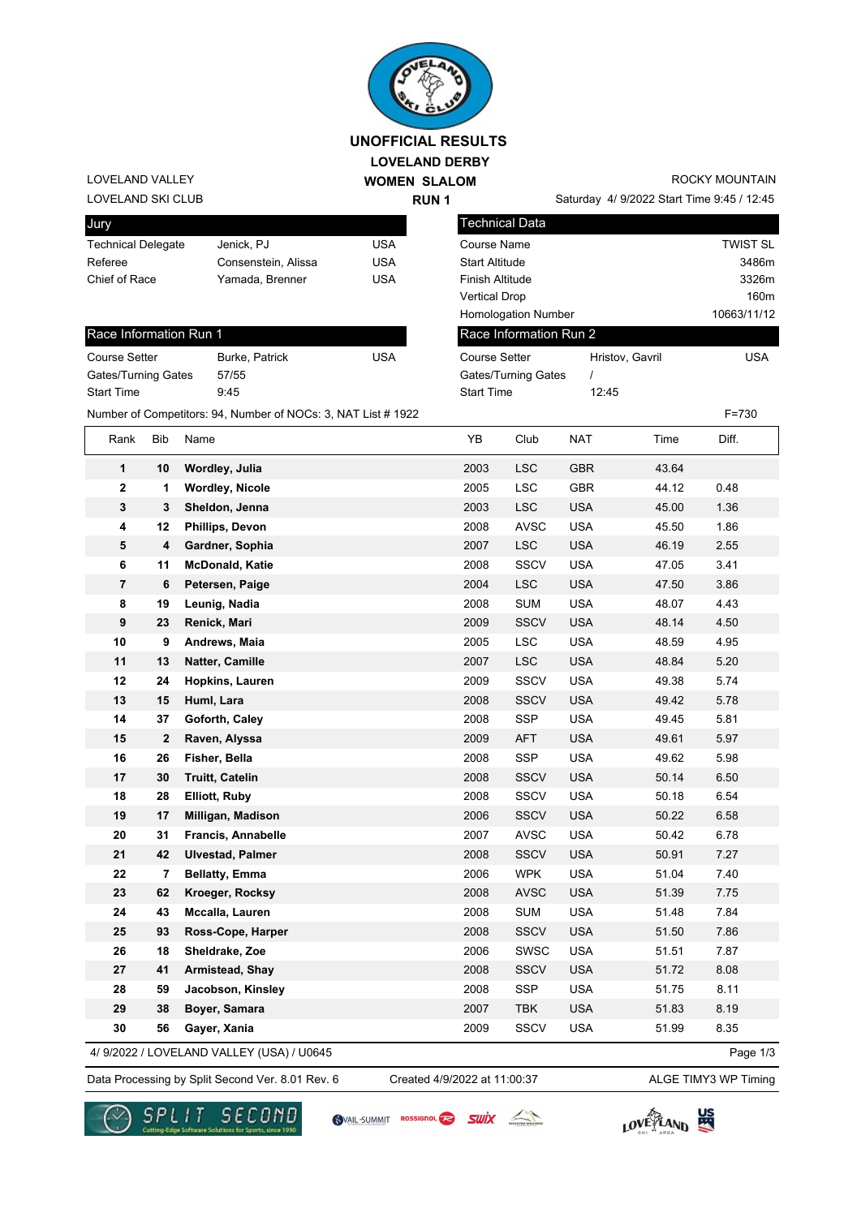# UNOFFICIAL RESULTS

## LOVELAND DERBY

## WOMEN SLALOM

## RUN 1

LOVELAND VALLEY
LOVELAND SKI CLUB

ROCKY MOUNTAIN
Saturday 4/ 9/2022 Start Time 9:45 / 12:45

| Jury | | |
|---|---|---|
| Technical Delegate | Jenick, PJ | USA |
| Referee | Consenstein, Alissa | USA |
| Chief of Race | Yamada, Brenner | USA |

| Technical Data | |
|---|---|
| Course Name | TWIST SL |
| Start Altitude | 3486m |
| Finish Altitude | 3326m |
| Vertical Drop | 160m |
| Homologation Number | 10663/11/12 |

| Race Information Run 1 | | |
|---|---|---|
| Course Setter | Burke, Patrick | USA |
| Gates/Turning Gates | 57/55 | |
| Start Time | 9:45 | |

| Race Information Run 2 | | |
|---|---|---|
| Course Setter | Hristov, Gavril | USA |
| Gates/Turning Gates | / | |
| Start Time | 12:45 | |

Number of Competitors: 94, Number of NOCs: 3, NAT List # 1922 F=730

| Rank | Bib | Name | YB | Club | NAT | Time | Diff. |
|---|---|---|---|---|---|---|---|
| 1 | 10 | Wordley, Julia | 2003 | LSC | GBR | 43.64 | |
| 2 | 1 | Wordley, Nicole | 2005 | LSC | GBR | 44.12 | 0.48 |
| 3 | 3 | Sheldon, Jenna | 2003 | LSC | USA | 45.00 | 1.36 |
| 4 | 12 | Phillips, Devon | 2008 | AVSC | USA | 45.50 | 1.86 |
| 5 | 4 | Gardner, Sophia | 2007 | LSC | USA | 46.19 | 2.55 |
| 6 | 11 | McDonald, Katie | 2008 | SSCV | USA | 47.05 | 3.41 |
| 7 | 6 | Petersen, Paige | 2004 | LSC | USA | 47.50 | 3.86 |
| 8 | 19 | Leunig, Nadia | 2008 | SUM | USA | 48.07 | 4.43 |
| 9 | 23 | Renick, Mari | 2009 | SSCV | USA | 48.14 | 4.50 |
| 10 | 9 | Andrews, Maia | 2005 | LSC | USA | 48.59 | 4.95 |
| 11 | 13 | Natter, Camille | 2007 | LSC | USA | 48.84 | 5.20 |
| 12 | 24 | Hopkins, Lauren | 2009 | SSCV | USA | 49.38 | 5.74 |
| 13 | 15 | Huml, Lara | 2008 | SSCV | USA | 49.42 | 5.78 |
| 14 | 37 | Goforth, Caley | 2008 | SSP | USA | 49.45 | 5.81 |
| 15 | 2 | Raven, Alyssa | 2009 | AFT | USA | 49.61 | 5.97 |
| 16 | 26 | Fisher, Bella | 2008 | SSP | USA | 49.62 | 5.98 |
| 17 | 30 | Truitt, Catelin | 2008 | SSCV | USA | 50.14 | 6.50 |
| 18 | 28 | Elliott, Ruby | 2008 | SSCV | USA | 50.18 | 6.54 |
| 19 | 17 | Milligan, Madison | 2006 | SSCV | USA | 50.22 | 6.58 |
| 20 | 31 | Francis, Annabelle | 2007 | AVSC | USA | 50.42 | 6.78 |
| 21 | 42 | Ulvestad, Palmer | 2008 | SSCV | USA | 50.91 | 7.27 |
| 22 | 7 | Bellatty, Emma | 2006 | WPK | USA | 51.04 | 7.40 |
| 23 | 62 | Kroeger, Rocksy | 2008 | AVSC | USA | 51.39 | 7.75 |
| 24 | 43 | Mccalla, Lauren | 2008 | SUM | USA | 51.48 | 7.84 |
| 25 | 93 | Ross-Cope, Harper | 2008 | SSCV | USA | 51.50 | 7.86 |
| 26 | 18 | Sheldrake, Zoe | 2006 | SWSC | USA | 51.51 | 7.87 |
| 27 | 41 | Armistead, Shay | 2008 | SSCV | USA | 51.72 | 8.08 |
| 28 | 59 | Jacobson, Kinsley | 2008 | SSP | USA | 51.75 | 8.11 |
| 29 | 38 | Boyer, Samara | 2007 | TBK | USA | 51.83 | 8.19 |
| 30 | 56 | Gayer, Xania | 2009 | SSCV | USA | 51.99 | 8.35 |

4/ 9/2022 / LOVELAND VALLEY (USA) / U0645

Data Processing by Split Second Ver. 8.01 Rev. 6 Created 4/9/2022 at 11:00:37 ALGE TIMY3 WP Timing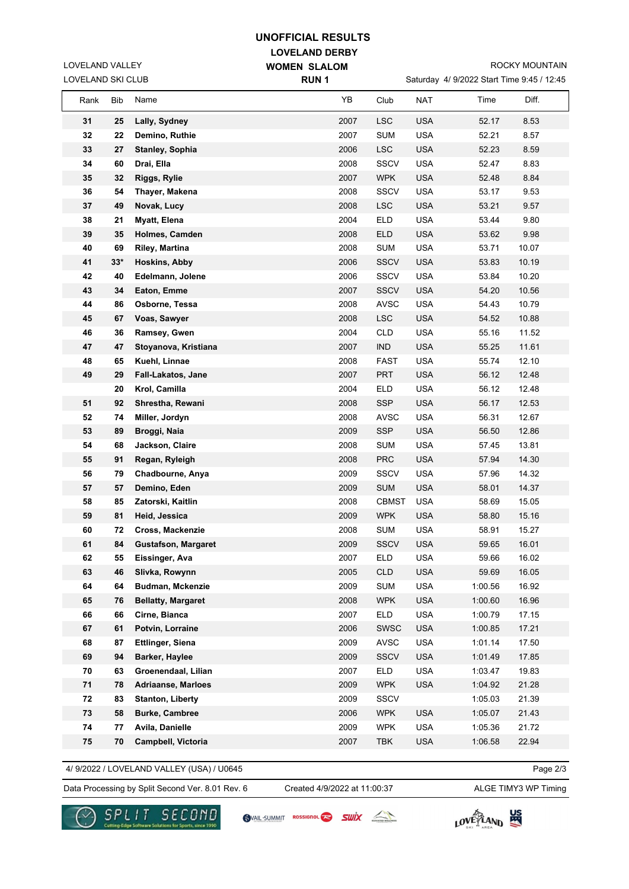# UNOFFICIAL RESULTS

## LOVELAND DERBY

LOVELAND VALLEY
LOVELAND SKI CLUB

**WOMEN SLALOM**
**RUN 1**

ROCKY MOUNTAIN
Saturday 4/ 9/2022 Start Time 9:45 / 12:45

| Rank | Bib | Name | YB | Club | NAT | Time | Diff. |
|---|---|---|---|---|---|---|---|
| 31 | 25 | Lally, Sydney | 2007 | LSC | USA | 52.17 | 8.53 |
| 32 | 22 | Demino, Ruthie | 2007 | SUM | USA | 52.21 | 8.57 |
| 33 | 27 | Stanley, Sophia | 2006 | LSC | USA | 52.23 | 8.59 |
| 34 | 60 | Drai, Ella | 2008 | SSCV | USA | 52.47 | 8.83 |
| 35 | 32 | Riggs, Rylie | 2007 | WPK | USA | 52.48 | 8.84 |
| 36 | 54 | Thayer, Makena | 2008 | SSCV | USA | 53.17 | 9.53 |
| 37 | 49 | Novak, Lucy | 2008 | LSC | USA | 53.21 | 9.57 |
| 38 | 21 | Myatt, Elena | 2004 | ELD | USA | 53.44 | 9.80 |
| 39 | 35 | Holmes, Camden | 2008 | ELD | USA | 53.62 | 9.98 |
| 40 | 69 | Riley, Martina | 2008 | SUM | USA | 53.71 | 10.07 |
| 41 | 33* | Hoskins, Abby | 2006 | SSCV | USA | 53.83 | 10.19 |
| 42 | 40 | Edelmann, Jolene | 2006 | SSCV | USA | 53.84 | 10.20 |
| 43 | 34 | Eaton, Emme | 2007 | SSCV | USA | 54.20 | 10.56 |
| 44 | 86 | Osborne, Tessa | 2008 | AVSC | USA | 54.43 | 10.79 |
| 45 | 67 | Voas, Sawyer | 2008 | LSC | USA | 54.52 | 10.88 |
| 46 | 36 | Ramsey, Gwen | 2004 | CLD | USA | 55.16 | 11.52 |
| 47 | 47 | Stoyanova, Kristiana | 2007 | IND | USA | 55.25 | 11.61 |
| 48 | 65 | Kuehl, Linnae | 2008 | FAST | USA | 55.74 | 12.10 |
| 49 | 29 | Fall-Lakatos, Jane | 2007 | PRT | USA | 56.12 | 12.48 |
| | 20 | Krol, Camilla | 2004 | ELD | USA | 56.12 | 12.48 |
| 51 | 92 | Shrestha, Rewani | 2008 | SSP | USA | 56.17 | 12.53 |
| 52 | 74 | Miller, Jordyn | 2008 | AVSC | USA | 56.31 | 12.67 |
| 53 | 89 | Broggi, Naia | 2009 | SSP | USA | 56.50 | 12.86 |
| 54 | 68 | Jackson, Claire | 2008 | SUM | USA | 57.45 | 13.81 |
| 55 | 91 | Regan, Ryleigh | 2008 | PRC | USA | 57.94 | 14.30 |
| 56 | 79 | Chadbourne, Anya | 2009 | SSCV | USA | 57.96 | 14.32 |
| 57 | 57 | Demino, Eden | 2009 | SUM | USA | 58.01 | 14.37 |
| 58 | 85 | Zatorski, Kaitlin | 2008 | CBMST | USA | 58.69 | 15.05 |
| 59 | 81 | Heid, Jessica | 2009 | WPK | USA | 58.80 | 15.16 |
| 60 | 72 | Cross, Mackenzie | 2008 | SUM | USA | 58.91 | 15.27 |
| 61 | 84 | Gustafson, Margaret | 2009 | SSCV | USA | 59.65 | 16.01 |
| 62 | 55 | Eissinger, Ava | 2007 | ELD | USA | 59.66 | 16.02 |
| 63 | 46 | Slivka, Rowynn | 2005 | CLD | USA | 59.69 | 16.05 |
| 64 | 64 | Budman, Mckenzie | 2009 | SUM | USA | 1:00.56 | 16.92 |
| 65 | 76 | Bellatty, Margaret | 2008 | WPK | USA | 1:00.60 | 16.96 |
| 66 | 66 | Cirne, Bianca | 2007 | ELD | USA | 1:00.79 | 17.15 |
| 67 | 61 | Potvin, Lorraine | 2006 | SWSC | USA | 1:00.85 | 17.21 |
| 68 | 87 | Ettlinger, Siena | 2009 | AVSC | USA | 1:01.14 | 17.50 |
| 69 | 94 | Barker, Haylee | 2009 | SSCV | USA | 1:01.49 | 17.85 |
| 70 | 63 | Groenendaal, Lilian | 2007 | ELD | USA | 1:03.47 | 19.83 |
| 71 | 78 | Adriaanse, Marloes | 2009 | WPK | USA | 1:04.92 | 21.28 |
| 72 | 83 | Stanton, Liberty | 2009 | SSCV | | 1:05.03 | 21.39 |
| 73 | 58 | Burke, Cambree | 2006 | WPK | USA | 1:05.07 | 21.43 |
| 74 | 77 | Avila, Danielle | 2009 | WPK | USA | 1:05.36 | 21.72 |
| 75 | 70 | Campbell, Victoria | 2007 | TBK | USA | 1:06.58 | 22.94 |

4/ 9/2022 / LOVELAND VALLEY (USA) / U0645

Data Processing by Split Second Ver. 8.01 Rev. 6 — Created 4/9/2022 at 11:00:37 — ALGE TIMY3 WP Timing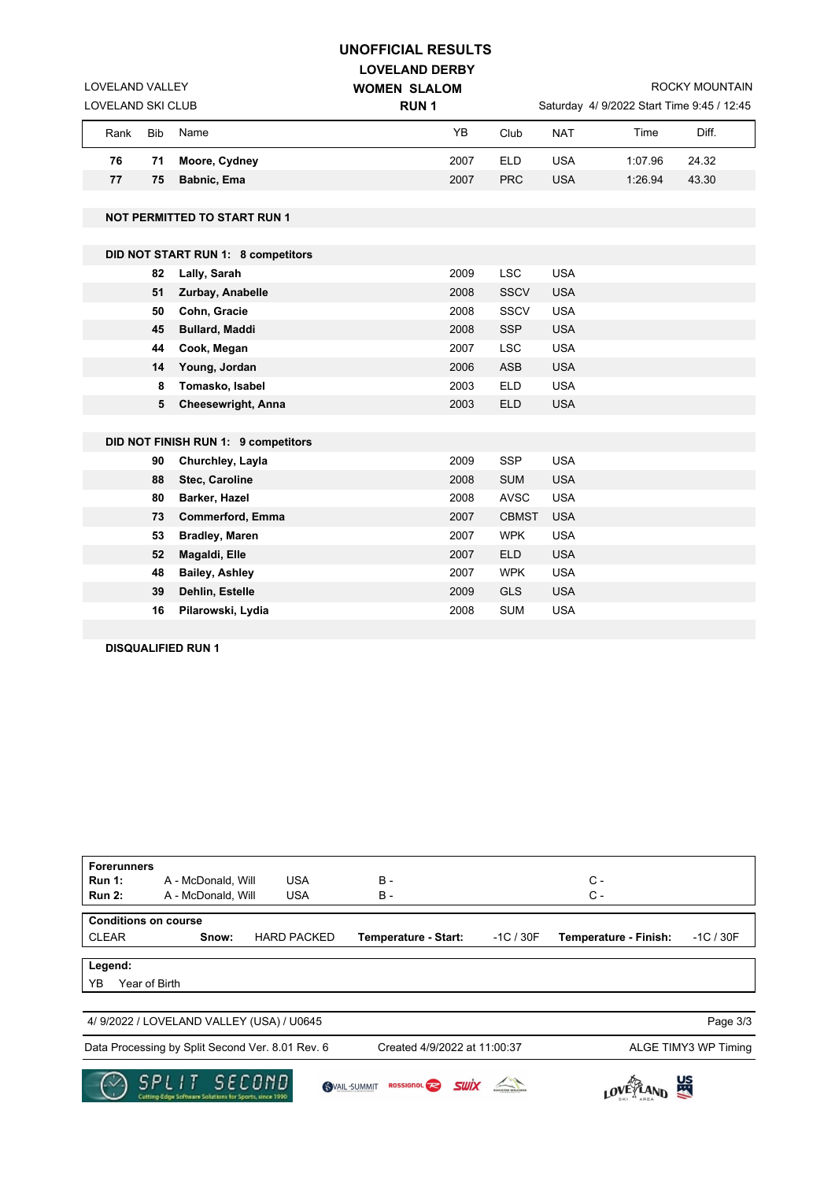# UNOFFICIAL RESULTS

## LOVELAND DERBY

## WOMEN SLALOM

## RUN 1

LOVELAND VALLEY
LOVELAND SKI CLUB

ROCKY MOUNTAIN
Saturday 4/ 9/2022 Start Time 9:45 / 12:45

| Rank | Bib | Name | YB | Club | NAT | Time | Diff. |
|---|---|---|---|---|---|---|---|
| 76 | 71 | **Moore, Cydney** | 2007 | ELD | USA | 1:07.96 | 24.32 |
| 77 | 75 | **Babnic, Ema** | 2007 | PRC | USA | 1:26.94 | 43.30 |

**NOT PERMITTED TO START RUN 1**

**DID NOT START RUN 1: 8 competitors**

| | Bib | Name | YB | Club | NAT |
|---|---|---|---|---|---|
| | 82 | **Lally, Sarah** | 2009 | LSC | USA |
| | 51 | **Zurbay, Anabelle** | 2008 | SSCV | USA |
| | 50 | **Cohn, Gracie** | 2008 | SSCV | USA |
| | 45 | **Bullard, Maddi** | 2008 | SSP | USA |
| | 44 | **Cook, Megan** | 2007 | LSC | USA |
| | 14 | **Young, Jordan** | 2006 | ASB | USA |
| | 8 | **Tomasko, Isabel** | 2003 | ELD | USA |
| | 5 | **Cheesewright, Anna** | 2003 | ELD | USA |

**DID NOT FINISH RUN 1: 9 competitors**

| | Bib | Name | YB | Club | NAT |
|---|---|---|---|---|---|
| | 90 | **Churchley, Layla** | 2009 | SSP | USA |
| | 88 | **Stec, Caroline** | 2008 | SUM | USA |
| | 80 | **Barker, Hazel** | 2008 | AVSC | USA |
| | 73 | **Commerford, Emma** | 2007 | CBMST | USA |
| | 53 | **Bradley, Maren** | 2007 | WPK | USA |
| | 52 | **Magaldi, Elle** | 2007 | ELD | USA |
| | 48 | **Bailey, Ashley** | 2007 | WPK | USA |
| | 39 | **Dehlin, Estelle** | 2009 | GLS | USA |
| | 16 | **Pilarowski, Lydia** | 2008 | SUM | USA |

**DISQUALIFIED RUN 1**

| **Forerunners** | | | | |
|---|---|---|---|---|
| **Run 1:** | A - McDonald, Will | USA | B - | C - |
| **Run 2:** | A - McDonald, Will | USA | B - | C - |

| **Conditions on course** | | | | | | |
|---|---|---|---|---|---|---|
| CLEAR | **Snow:** | HARD PACKED | **Temperature - Start:** | -1C / 30F | **Temperature - Finish:** | -1C / 30F |

**Legend:**
YB Year of Birth

4/ 9/2022 / LOVELAND VALLEY (USA) / U0645

Data Processing by Split Second Ver. 8.01 Rev. 6 — Created 4/9/2022 at 11:00:37 — ALGE TIMY3 WP Timing